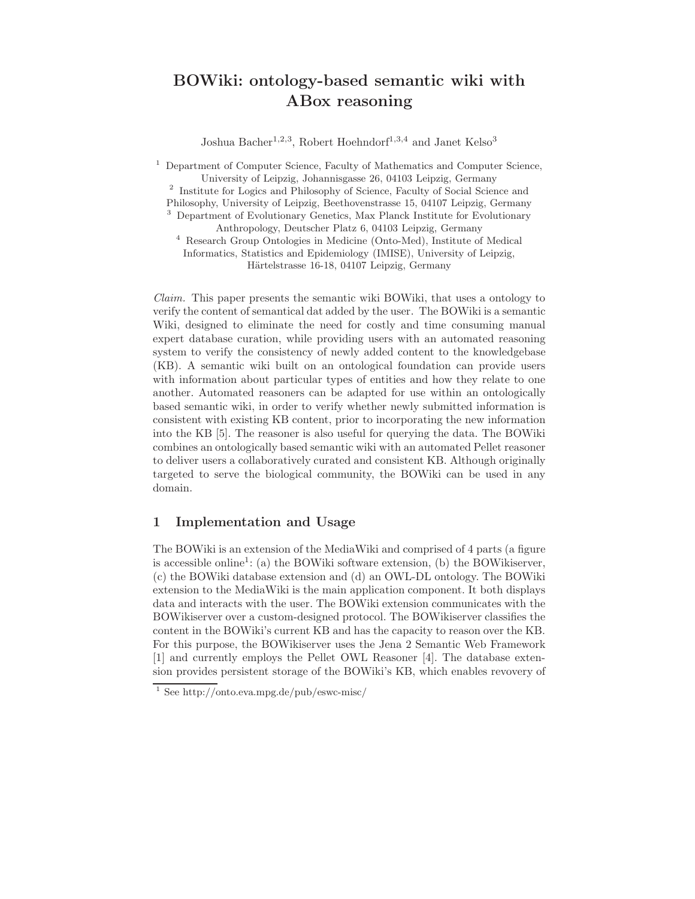# BOWiki: ontology-based semantic wiki with ABox reasoning

Joshua Bacher[1,2,3], Robert Hoehndorf[1,3,4] and Janet Kelso[3]

[1] Department of Computer Science, Faculty of Mathematics and Computer Science, University of Leipzig, Johannisgasse 26, 04103 Leipzig, Germany
[2] Institute for Logics and Philosophy of Science, Faculty of Social Science and Philosophy, University of Leipzig, Beethovenstrasse 15, 04107 Leipzig, Germany
[3] Department of Evolutionary Genetics, Max Planck Institute for Evolutionary Anthropology, Deutscher Platz 6, 04103 Leipzig, Germany
[4] Research Group Ontologies in Medicine (Onto-Med), Institute of Medical Informatics, Statistics and Epidemiology (IMISE), University of Leipzig, Härtelstrasse 16-18, 04107 Leipzig, Germany

*Claim.* This paper presents the semantic wiki BOWiki, that uses a ontology to verify the content of semantical dat added by the user. The BOWiki is a semantic Wiki, designed to eliminate the need for costly and time consuming manual expert database curation, while providing users with an automated reasoning system to verify the consistency of newly added content to the knowledgebase (KB). A semantic wiki built on an ontological foundation can provide users with information about particular types of entities and how they relate to one another. Automated reasoners can be adapted for use within an ontologically based semantic wiki, in order to verify whether newly submitted information is consistent with existing KB content, prior to incorporating the new information into the KB [5]. The reasoner is also useful for querying the data. The BOWiki combines an ontologically based semantic wiki with an automated Pellet reasoner to deliver users a collaboratively curated and consistent KB. Although originally targeted to serve the biological community, the BOWiki can be used in any domain.

## 1 Implementation and Usage

The BOWiki is an extension of the MediaWiki and comprised of 4 parts (a figure is accessible online[1]: (a) the BOWiki software extension, (b) the BOWikiserver, (c) the BOWiki database extension and (d) an OWL-DL ontology. The BOWiki extension to the MediaWiki is the main application component. It both displays data and interacts with the user. The BOWiki extension communicates with the BOWikiserver over a custom-designed protocol. The BOWikiserver classifies the content in the BOWiki's current KB and has the capacity to reason over the KB. For this purpose, the BOWikiserver uses the Jena 2 Semantic Web Framework [1] and currently employs the Pellet OWL Reasoner [4]. The database extension provides persistent storage of the BOWiki's KB, which enables revovery of

[1] See http://onto.eva.mpg.de/pub/eswc-misc/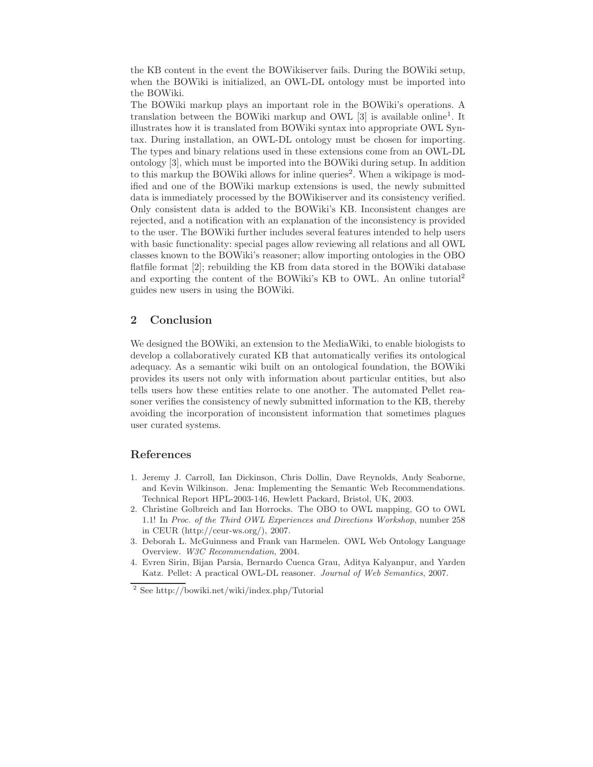the KB content in the event the BOWikiserver fails. During the BOWiki setup, when the BOWiki is initialized, an OWL-DL ontology must be imported into the BOWiki.

The BOWiki markup plays an important role in the BOWiki's operations. A translation between the BOWiki markup and OWL [3] is available online[1]. It illustrates how it is translated from BOWiki syntax into appropriate OWL Syntax. During installation, an OWL-DL ontology must be chosen for importing. The types and binary relations used in these extensions come from an OWL-DL ontology [3], which must be imported into the BOWiki during setup. In addition to this markup the BOWiki allows for inline queries[2]. When a wikipage is modified and one of the BOWiki markup extensions is used, the newly submitted data is immediately processed by the BOWikiserver and its consistency verified. Only consistent data is added to the BOWiki's KB. Inconsistent changes are rejected, and a notification with an explanation of the inconsistency is provided to the user. The BOWiki further includes several features intended to help users with basic functionality: special pages allow reviewing all relations and all OWL classes known to the BOWiki's reasoner; allow importing ontologies in the OBO flatfile format [2]; rebuilding the KB from data stored in the BOWiki database and exporting the content of the BOWiki's KB to OWL. An online tutorial[2] guides new users in using the BOWiki.

## 2 Conclusion

We designed the BOWiki, an extension to the MediaWiki, to enable biologists to develop a collaboratively curated KB that automatically verifies its ontological adequacy. As a semantic wiki built on an ontological foundation, the BOWiki provides its users not only with information about particular entities, but also tells users how these entities relate to one another. The automated Pellet reasoner verifies the consistency of newly submitted information to the KB, thereby avoiding the incorporation of inconsistent information that sometimes plagues user curated systems.

## References

1. Jeremy J. Carroll, Ian Dickinson, Chris Dollin, Dave Reynolds, Andy Seaborne, and Kevin Wilkinson. Jena: Implementing the Semantic Web Recommendations. Technical Report HPL-2003-146, Hewlett Packard, Bristol, UK, 2003.
2. Christine Golbreich and Ian Horrocks. The OBO to OWL mapping, GO to OWL 1.1! In *Proc. of the Third OWL Experiences and Directions Workshop*, number 258 in CEUR (http://ceur-ws.org/), 2007.
3. Deborah L. McGuinness and Frank van Harmelen. OWL Web Ontology Language Overview. *W3C Recommendation*, 2004.
4. Evren Sirin, Bijan Parsia, Bernardo Cuenca Grau, Aditya Kalyanpur, and Yarden Katz. Pellet: A practical OWL-DL reasoner. *Journal of Web Semantics*, 2007.

[2] See http://bowiki.net/wiki/index.php/Tutorial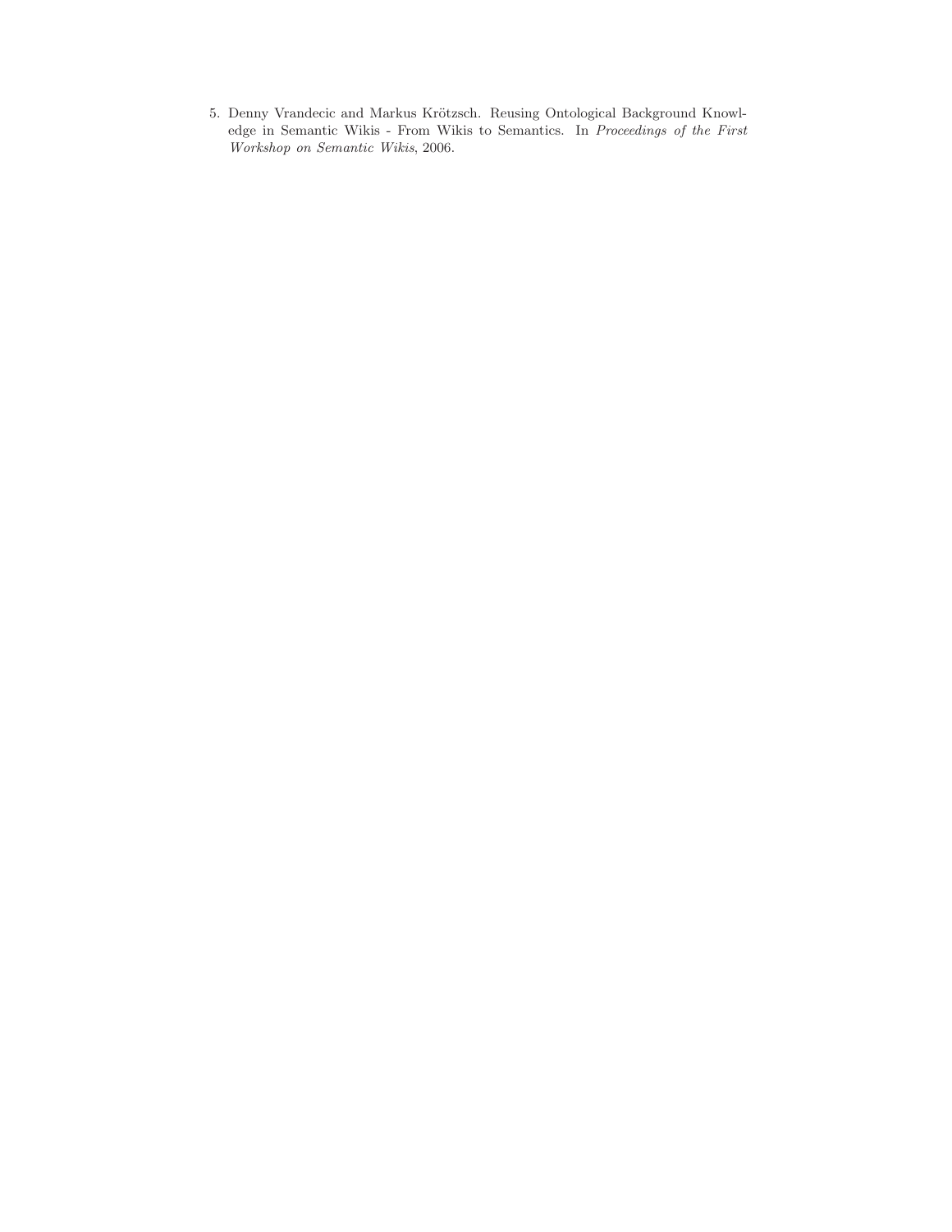5. Denny Vrandecic and Markus Krötzsch. Reusing Ontological Background Knowledge in Semantic Wikis - From Wikis to Semantics. In *Proceedings of the First Workshop on Semantic Wikis*, 2006.